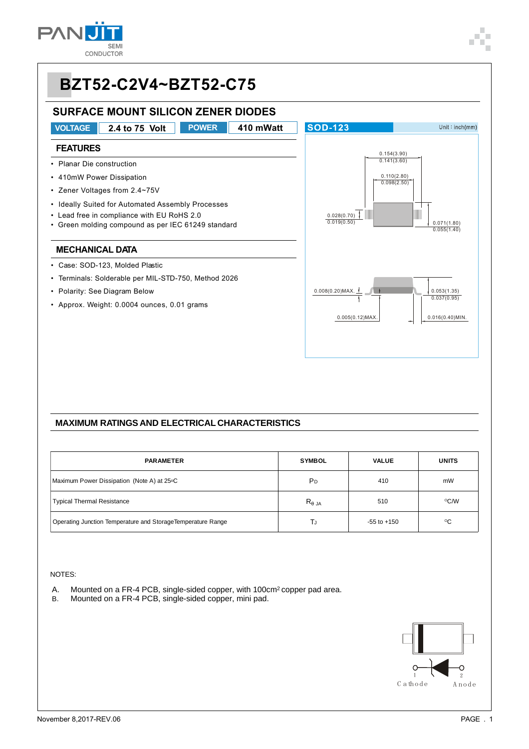# BZT52-C2V4~BZT52-C75

## SURFACE MOUNT SILICON ZENER DIODES

| VOLTAGE | 2.4 to 75 Volt | POWER | 410 mWatt |
|---|---|---|---|

SOD-123 — Unit : inch(mm)

### FEATURES

- Planar Die construction
- 410mW Power Dissipation
- Zener Voltages from 2.4~75V
- Ideally Suited for Automated Assembly Processes
- Lead free in compliance with EU RoHS 2.0
- Green molding compound as per IEC 61249 standard

### MECHANICAL DATA

- Case: SOD-123, Molded Plastic
- Terminals: Solderable per MIL-STD-750, Method 2026
- Polarity: See Diagram Below
- Approx. Weight: 0.0004 ounces, 0.01 grams

### MAXIMUM RATINGS AND ELECTRICAL CHARACTERISTICS

| PARAMETER | SYMBOL | VALUE | UNITS |
|---|---|---|---|
| Maximum Power Dissipation (Note A) at 25°C | $P_D$ | 410 | mW |
| Typical Thermal Resistance | $R_{\theta JA}$ | 510 | °C/W |
| Operating Junction Temperature and Storage Temperature Range | $T_J$ | -55 to +150 | °C |

NOTES:

A. Mounted on a FR-4 PCB, single-sided copper, with 100cm² copper pad area.
B. Mounted on a FR-4 PCB, single-sided copper, mini pad.

1 Cathode — 2 Anode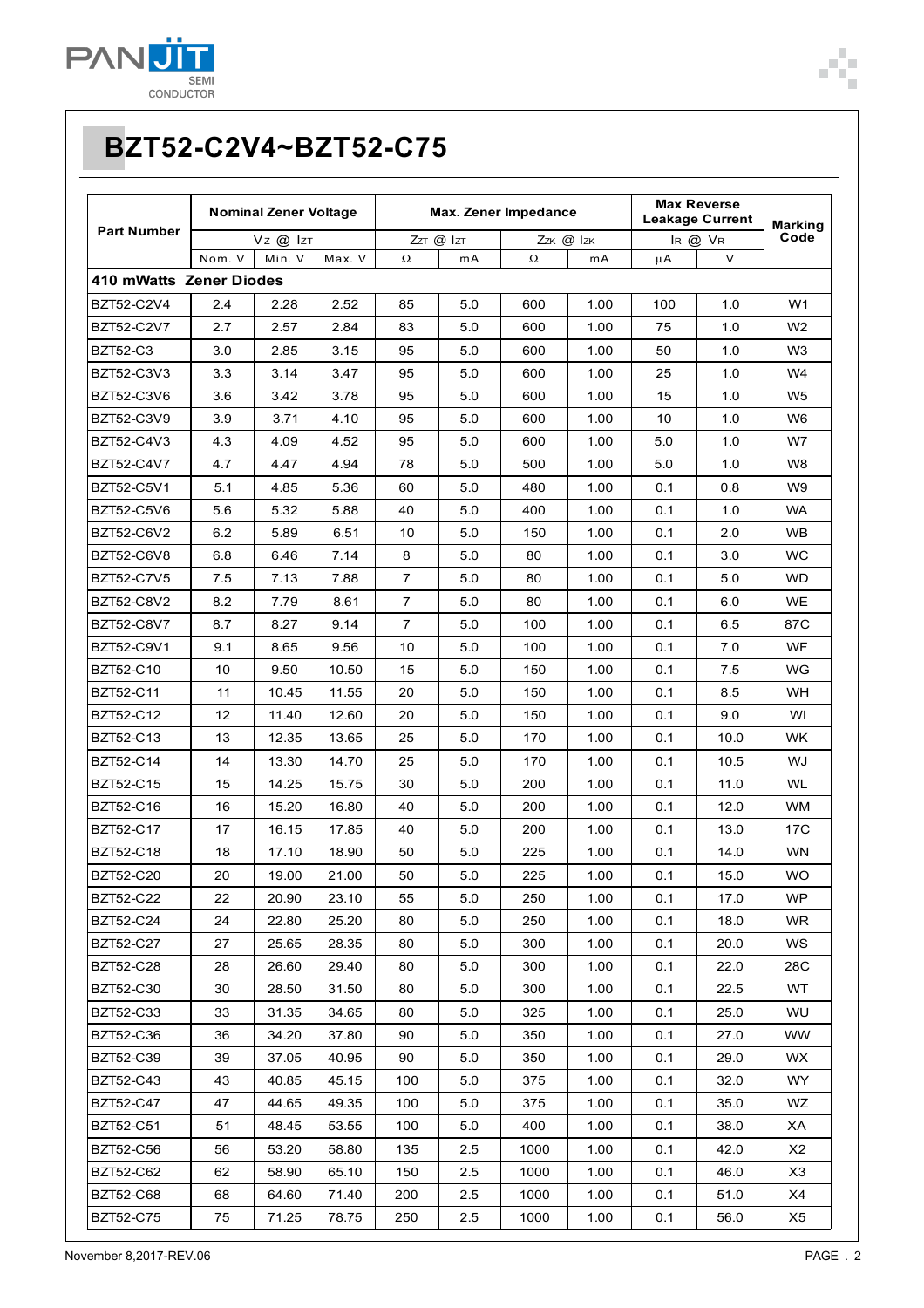# BZT52-C2V4~BZT52-C75

| Part Number | Nominal Zener Voltage | | | Max. Zener Impedance | | | | Max Reverse Leakage Current | | Marking Code |
|---|---|---|---|---|---|---|---|---|---|---|
| | $V_Z$ @ $I_{ZT}$ | | | $Z_{ZT}$ @ $I_{ZT}$ | | $Z_{ZK}$ @ $I_{ZK}$ | | $I_R$ @ $V_R$ | | |
| | Nom. V | Min. V | Max. V | Ω | mA | Ω | mA | μA | V | |
| **410 mWatts Zener Diodes** | | | | | | | | | | |
| BZT52-C2V4 | 2.4 | 2.28 | 2.52 | 85 | 5.0 | 600 | 1.00 | 100 | 1.0 | W1 |
| BZT52-C2V7 | 2.7 | 2.57 | 2.84 | 83 | 5.0 | 600 | 1.00 | 75 | 1.0 | W2 |
| BZT52-C3 | 3.0 | 2.85 | 3.15 | 95 | 5.0 | 600 | 1.00 | 50 | 1.0 | W3 |
| BZT52-C3V3 | 3.3 | 3.14 | 3.47 | 95 | 5.0 | 600 | 1.00 | 25 | 1.0 | W4 |
| BZT52-C3V6 | 3.6 | 3.42 | 3.78 | 95 | 5.0 | 600 | 1.00 | 15 | 1.0 | W5 |
| BZT52-C3V9 | 3.9 | 3.71 | 4.10 | 95 | 5.0 | 600 | 1.00 | 10 | 1.0 | W6 |
| BZT52-C4V3 | 4.3 | 4.09 | 4.52 | 95 | 5.0 | 600 | 1.00 | 5.0 | 1.0 | W7 |
| BZT52-C4V7 | 4.7 | 4.47 | 4.94 | 78 | 5.0 | 500 | 1.00 | 5.0 | 1.0 | W8 |
| BZT52-C5V1 | 5.1 | 4.85 | 5.36 | 60 | 5.0 | 480 | 1.00 | 0.1 | 0.8 | W9 |
| BZT52-C5V6 | 5.6 | 5.32 | 5.88 | 40 | 5.0 | 400 | 1.00 | 0.1 | 1.0 | WA |
| BZT52-C6V2 | 6.2 | 5.89 | 6.51 | 10 | 5.0 | 150 | 1.00 | 0.1 | 2.0 | WB |
| BZT52-C6V8 | 6.8 | 6.46 | 7.14 | 8 | 5.0 | 80 | 1.00 | 0.1 | 3.0 | WC |
| BZT52-C7V5 | 7.5 | 7.13 | 7.88 | 7 | 5.0 | 80 | 1.00 | 0.1 | 5.0 | WD |
| BZT52-C8V2 | 8.2 | 7.79 | 8.61 | 7 | 5.0 | 80 | 1.00 | 0.1 | 6.0 | WE |
| BZT52-C8V7 | 8.7 | 8.27 | 9.14 | 7 | 5.0 | 100 | 1.00 | 0.1 | 6.5 | 87C |
| BZT52-C9V1 | 9.1 | 8.65 | 9.56 | 10 | 5.0 | 100 | 1.00 | 0.1 | 7.0 | WF |
| BZT52-C10 | 10 | 9.50 | 10.50 | 15 | 5.0 | 150 | 1.00 | 0.1 | 7.5 | WG |
| BZT52-C11 | 11 | 10.45 | 11.55 | 20 | 5.0 | 150 | 1.00 | 0.1 | 8.5 | WH |
| BZT52-C12 | 12 | 11.40 | 12.60 | 20 | 5.0 | 150 | 1.00 | 0.1 | 9.0 | WI |
| BZT52-C13 | 13 | 12.35 | 13.65 | 25 | 5.0 | 170 | 1.00 | 0.1 | 10.0 | WK |
| BZT52-C14 | 14 | 13.30 | 14.70 | 25 | 5.0 | 170 | 1.00 | 0.1 | 10.5 | WJ |
| BZT52-C15 | 15 | 14.25 | 15.75 | 30 | 5.0 | 200 | 1.00 | 0.1 | 11.0 | WL |
| BZT52-C16 | 16 | 15.20 | 16.80 | 40 | 5.0 | 200 | 1.00 | 0.1 | 12.0 | WM |
| BZT52-C17 | 17 | 16.15 | 17.85 | 40 | 5.0 | 200 | 1.00 | 0.1 | 13.0 | 17C |
| BZT52-C18 | 18 | 17.10 | 18.90 | 50 | 5.0 | 225 | 1.00 | 0.1 | 14.0 | WN |
| BZT52-C20 | 20 | 19.00 | 21.00 | 50 | 5.0 | 225 | 1.00 | 0.1 | 15.0 | WO |
| BZT52-C22 | 22 | 20.90 | 23.10 | 55 | 5.0 | 250 | 1.00 | 0.1 | 17.0 | WP |
| BZT52-C24 | 24 | 22.80 | 25.20 | 80 | 5.0 | 250 | 1.00 | 0.1 | 18.0 | WR |
| BZT52-C27 | 27 | 25.65 | 28.35 | 80 | 5.0 | 300 | 1.00 | 0.1 | 20.0 | WS |
| BZT52-C28 | 28 | 26.60 | 29.40 | 80 | 5.0 | 300 | 1.00 | 0.1 | 22.0 | 28C |
| BZT52-C30 | 30 | 28.50 | 31.50 | 80 | 5.0 | 300 | 1.00 | 0.1 | 22.5 | WT |
| BZT52-C33 | 33 | 31.35 | 34.65 | 80 | 5.0 | 325 | 1.00 | 0.1 | 25.0 | WU |
| BZT52-C36 | 36 | 34.20 | 37.80 | 90 | 5.0 | 350 | 1.00 | 0.1 | 27.0 | WW |
| BZT52-C39 | 39 | 37.05 | 40.95 | 90 | 5.0 | 350 | 1.00 | 0.1 | 29.0 | WX |
| BZT52-C43 | 43 | 40.85 | 45.15 | 100 | 5.0 | 375 | 1.00 | 0.1 | 32.0 | WY |
| BZT52-C47 | 47 | 44.65 | 49.35 | 100 | 5.0 | 375 | 1.00 | 0.1 | 35.0 | WZ |
| BZT52-C51 | 51 | 48.45 | 53.55 | 100 | 5.0 | 400 | 1.00 | 0.1 | 38.0 | XA |
| BZT52-C56 | 56 | 53.20 | 58.80 | 135 | 2.5 | 1000 | 1.00 | 0.1 | 42.0 | X2 |
| BZT52-C62 | 62 | 58.90 | 65.10 | 150 | 2.5 | 1000 | 1.00 | 0.1 | 46.0 | X3 |
| BZT52-C68 | 68 | 64.60 | 71.40 | 200 | 2.5 | 1000 | 1.00 | 0.1 | 51.0 | X4 |
| BZT52-C75 | 75 | 71.25 | 78.75 | 250 | 2.5 | 1000 | 1.00 | 0.1 | 56.0 | X5 |

November 8,2017-REV.06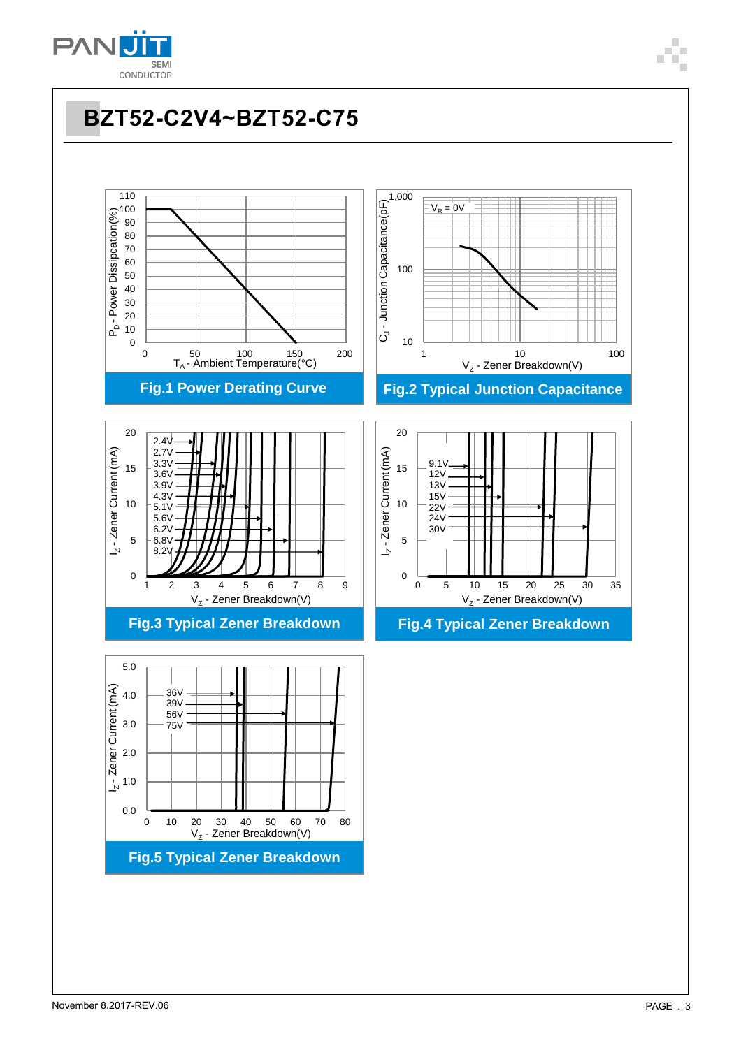# BZT52-C2V4~BZT52-C75

$P_D$ - Power Dissipation(%)

110, 100, 90, 80, 70, 60, 50, 40, 30, 20, 10, 0

0, 50, 100, 150, 200

$T_A$ - Ambient Temperature(°C)

**Fig.1 Power Derating Curve**

$C_J$ - Junction Capacitance(pF)

1,000, 100, 10

$V_R$ = 0V

1, 10, 100

$V_Z$ - Zener Breakdown(V)

**Fig.2 Typical Junction Capacitance**

$I_Z$ - Zener Current (mA)

20, 15, 10, 5, 0

2.4V, 2.7V, 3.3V, 3.6V, 3.9V, 4.3V, 5.1V, 5.6V, 6.2V, 6.8V, 8.2V

1, 2, 3, 4, 5, 6, 7, 8, 9

$V_Z$ - Zener Breakdown(V)

**Fig.3 Typical Zener Breakdown**

$I_Z$ - Zener Current (mA)

20, 15, 10, 5, 0

9.1V, 12V, 13V, 15V, 22V, 24V, 30V

0, 5, 10, 15, 20, 25, 30, 35

$V_Z$ - Zener Breakdown(V)

**Fig.4 Typical Zener Breakdown**

$I_Z$ - Zener Current (mA)

5.0, 4.0, 3.0, 2.0, 1.0, 0.0

36V, 39V, 56V, 75V

0, 10, 20, 30, 40, 50, 60, 70, 80

$V_Z$ - Zener Breakdown(V)

**Fig.5 Typical Zener Breakdown**

November 8,2017-REV.06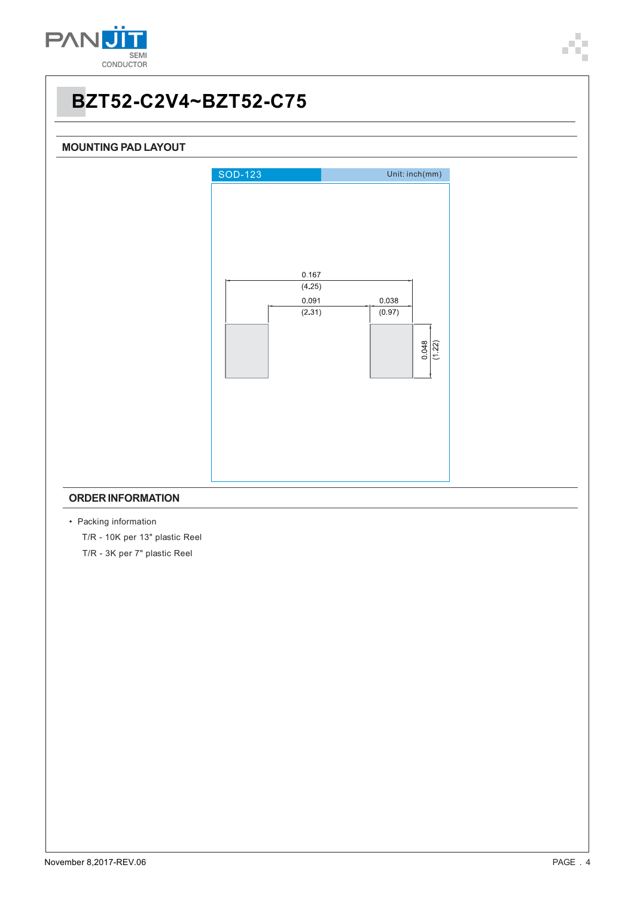# BZT52-C2V4~BZT52-C75

## MOUNTING PAD LAYOUT

SOD-123 Unit: inch(mm)

0.167 (4.25)

0.091 (2.31)

0.038 (0.97)

0.048 (1.22)

## ORDER INFORMATION

- Packing information
  - T/R - 10K per 13" plastic Reel
  - T/R - 3K per 7" plastic Reel

November 8,2017-REV.06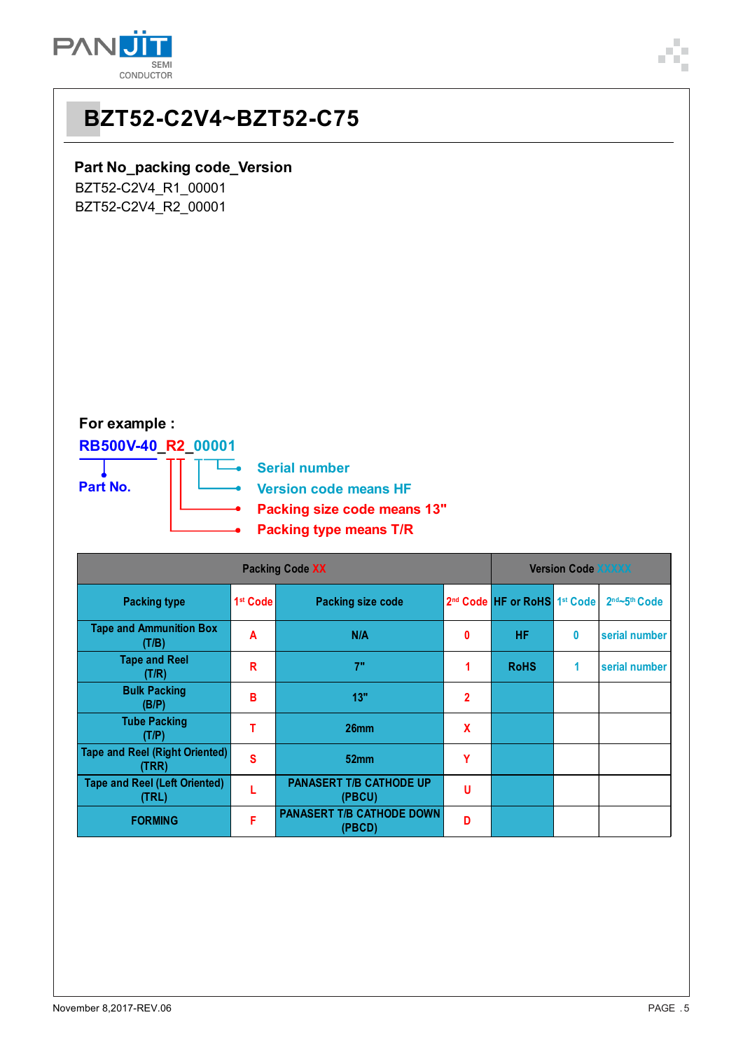# BZT52-C2V4~BZT52-C75

**Part No_packing code_Version**

BZT52-C2V4_R1_00001
BZT52-C2V4_R2_00001

**For example :**

**RB500V-40_R2_00001**

- **Part No.**: RB500V-40
- **Serial number**
- **Version code means HF**
- **Packing size code means 13"**
- **Packing type means T/R**

| Packing Code XX | | | | Version Code XXXXX | | |
|---|---|---|---|---|---|---|
| Packing type | 1st Code | Packing size code | 2nd Code | HF or RoHS | 1st Code | 2nd~5th Code |
| Tape and Ammunition Box (T/B) | A | N/A | 0 | HF | 0 | serial number |
| Tape and Reel (T/R) | R | 7" | 1 | RoHS | 1 | serial number |
| Bulk Packing (B/P) | B | 13" | 2 | | | |
| Tube Packing (T/P) | T | 26mm | X | | | |
| Tape and Reel (Right Oriented) (TRR) | S | 52mm | Y | | | |
| Tape and Reel (Left Oriented) (TRL) | L | PANASERT T/B CATHODE UP (PBCU) | U | | | |
| FORMING | F | PANASERT T/B CATHODE DOWN (PBCD) | D | | | |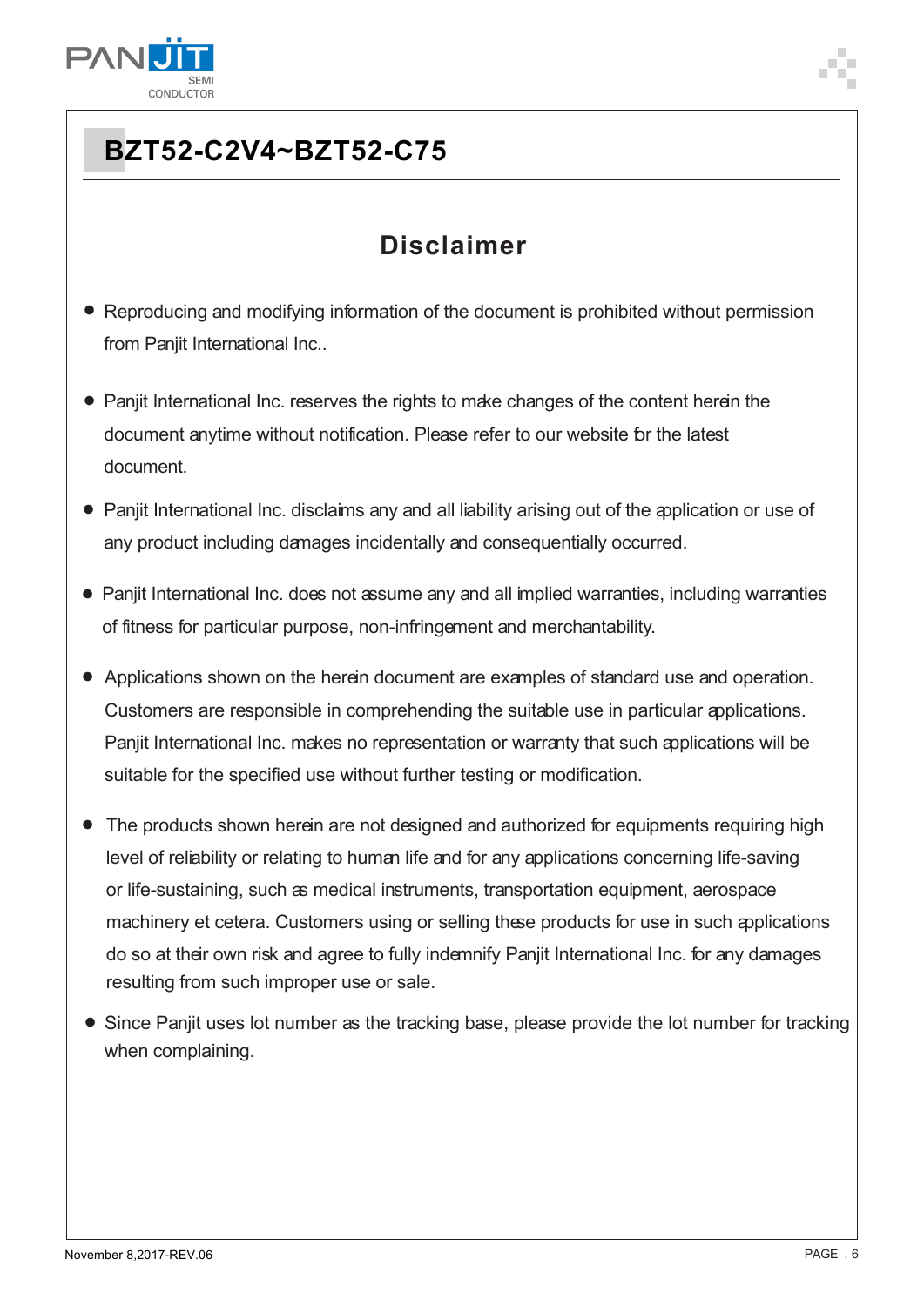# BZT52-C2V4~BZT52-C75

## Disclaimer

- Reproducing and modifying information of the document is prohibited without permission from Panjit International Inc..
- Panjit International Inc. reserves the rights to make changes of the content herein the document anytime without notification. Please refer to our website for the latest document.
- Panjit International Inc. disclaims any and all liability arising out of the application or use of any product including damages incidentally and consequentially occurred.
- Panjit International Inc. does not assume any and all implied warranties, including warranties of fitness for particular purpose, non-infringement and merchantability.
- Applications shown on the herein document are examples of standard use and operation. Customers are responsible in comprehending the suitable use in particular applications. Panjit International Inc. makes no representation or warranty that such applications will be suitable for the specified use without further testing or modification.
- The products shown herein are not designed and authorized for equipments requiring high level of reliability or relating to human life and for any applications concerning life-saving or life-sustaining, such as medical instruments, transportation equipment, aerospace machinery et cetera. Customers using or selling these products for use in such applications do so at their own risk and agree to fully indemnify Panjit International Inc. for any damages resulting from such improper use or sale.
- Since Panjit uses lot number as the tracking base, please provide the lot number for tracking when complaining.

November 8,2017-REV.06